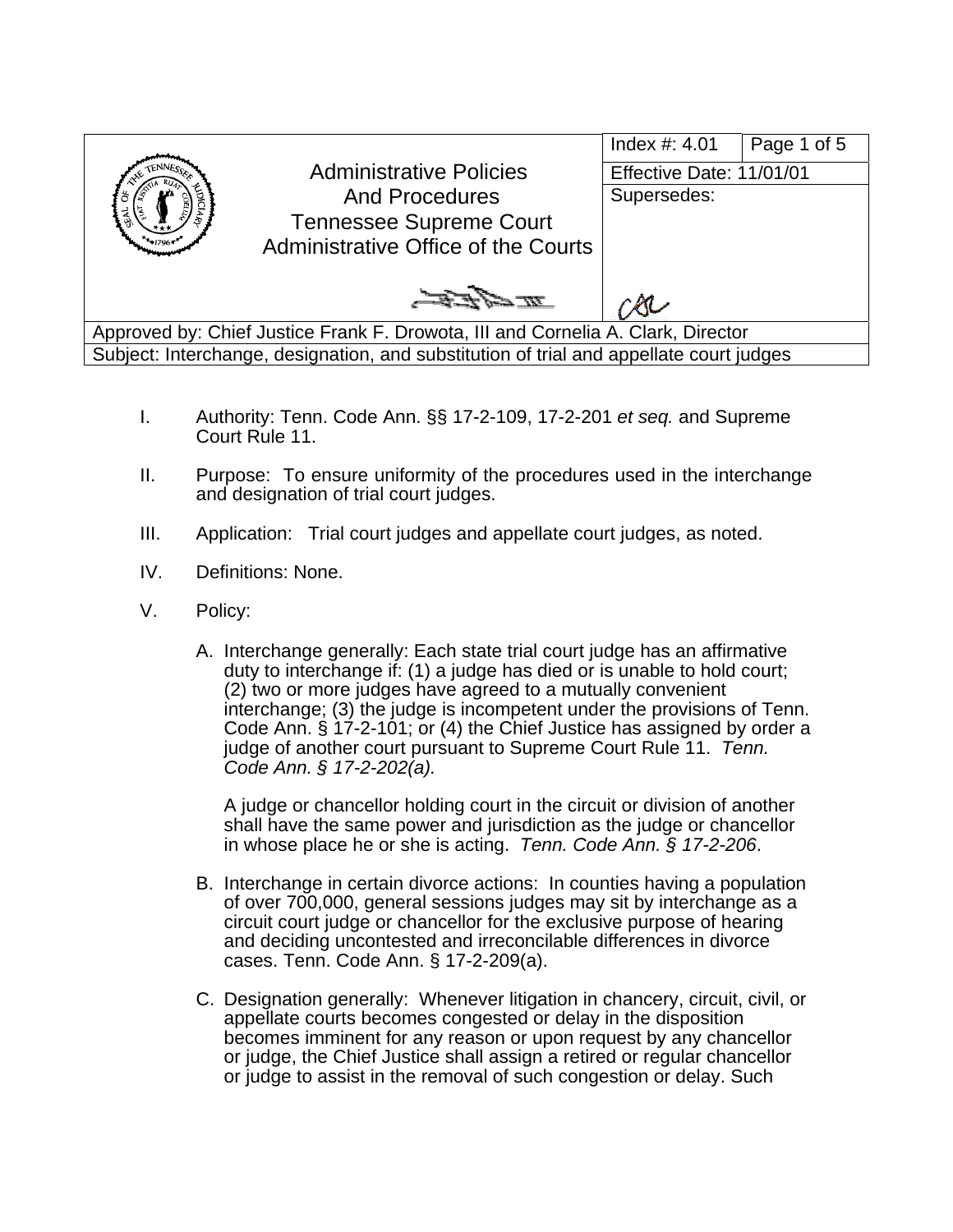| | Administrative Policies And Procedures Tennessee Supreme Court Administrative Office of the Courts | Index #: 4.01 | Page 1 of 5 |
|---|---|---|---|
| | | Effective Date: 11/01/01 | |
| | | Supersedes: | |
| Approved by: Chief Justice Frank F. Drowota, III and Cornelia A. Clark, Director | | | |
| Subject: Interchange, designation, and substitution of trial and appellate court judges | | | |

I. Authority: Tenn. Code Ann. §§ 17-2-109, 17-2-201 *et seq.* and Supreme Court Rule 11.

II. Purpose: To ensure uniformity of the procedures used in the interchange and designation of trial court judges.

III. Application: Trial court judges and appellate court judges, as noted.

IV. Definitions: None.

V. Policy:

A. Interchange generally: Each state trial court judge has an affirmative duty to interchange if: (1) a judge has died or is unable to hold court; (2) two or more judges have agreed to a mutually convenient interchange; (3) the judge is incompetent under the provisions of Tenn. Code Ann. § 17-2-101; or (4) the Chief Justice has assigned by order a judge of another court pursuant to Supreme Court Rule 11. *Tenn. Code Ann. § 17-2-202(a).*

A judge or chancellor holding court in the circuit or division of another shall have the same power and jurisdiction as the judge or chancellor in whose place he or she is acting. *Tenn. Code Ann. § 17-2-206*.

B. Interchange in certain divorce actions: In counties having a population of over 700,000, general sessions judges may sit by interchange as a circuit court judge or chancellor for the exclusive purpose of hearing and deciding uncontested and irreconcilable differences in divorce cases. Tenn. Code Ann. § 17-2-209(a).

C. Designation generally: Whenever litigation in chancery, circuit, civil, or appellate courts becomes congested or delay in the disposition becomes imminent for any reason or upon request by any chancellor or judge, the Chief Justice shall assign a retired or regular chancellor or judge to assist in the removal of such congestion or delay. Such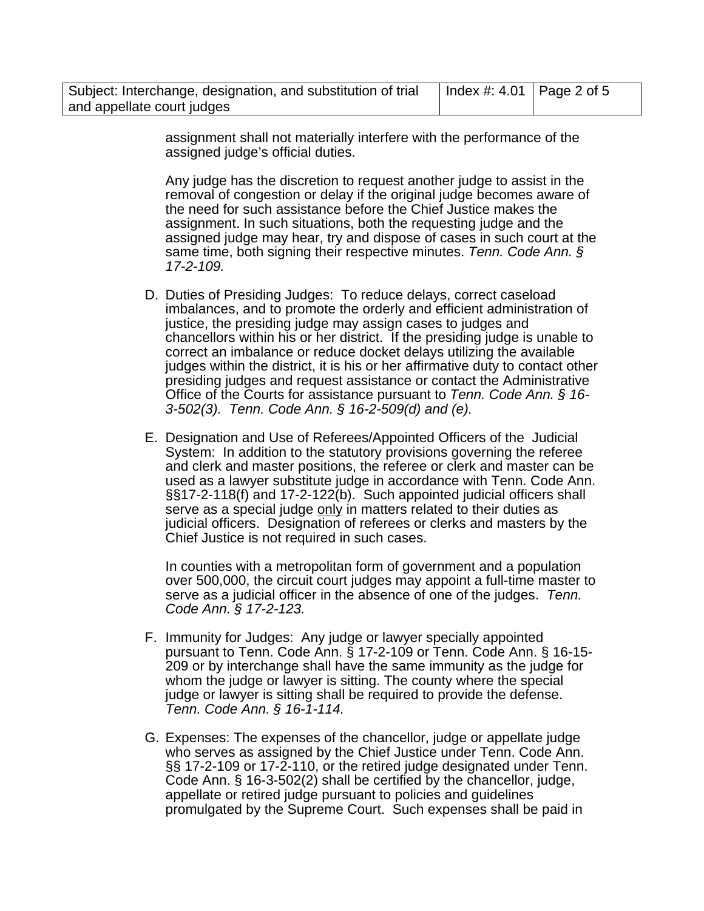assignment shall not materially interfere with the performance of the assigned judge's official duties.

Any judge has the discretion to request another judge to assist in the removal of congestion or delay if the original judge becomes aware of the need for such assistance before the Chief Justice makes the assignment. In such situations, both the requesting judge and the assigned judge may hear, try and dispose of cases in such court at the same time, both signing their respective minutes. *Tenn. Code Ann. § 17-2-109.*

D. Duties of Presiding Judges: To reduce delays, correct caseload imbalances, and to promote the orderly and efficient administration of justice, the presiding judge may assign cases to judges and chancellors within his or her district. If the presiding judge is unable to correct an imbalance or reduce docket delays utilizing the available judges within the district, it is his or her affirmative duty to contact other presiding judges and request assistance or contact the Administrative Office of the Courts for assistance pursuant to *Tenn. Code Ann. § 16-3-502(3). Tenn. Code Ann. § 16-2-509(d) and (e).*

E. Designation and Use of Referees/Appointed Officers of the Judicial System: In addition to the statutory provisions governing the referee and clerk and master positions, the referee or clerk and master can be used as a lawyer substitute judge in accordance with Tenn. Code Ann. §§17-2-118(f) and 17-2-122(b). Such appointed judicial officers shall serve as a special judge only in matters related to their duties as judicial officers. Designation of referees or clerks and masters by the Chief Justice is not required in such cases.

   In counties with a metropolitan form of government and a population over 500,000, the circuit court judges may appoint a full-time master to serve as a judicial officer in the absence of one of the judges. *Tenn. Code Ann. § 17-2-123.*

F. Immunity for Judges: Any judge or lawyer specially appointed pursuant to Tenn. Code Ann. § 17-2-109 or Tenn. Code Ann. § 16-15-209 or by interchange shall have the same immunity as the judge for whom the judge or lawyer is sitting. The county where the special judge or lawyer is sitting shall be required to provide the defense. *Tenn. Code Ann. § 16-1-114.*

G. Expenses: The expenses of the chancellor, judge or appellate judge who serves as assigned by the Chief Justice under Tenn. Code Ann. §§ 17-2-109 or 17-2-110, or the retired judge designated under Tenn. Code Ann. § 16-3-502(2) shall be certified by the chancellor, judge, appellate or retired judge pursuant to policies and guidelines promulgated by the Supreme Court. Such expenses shall be paid in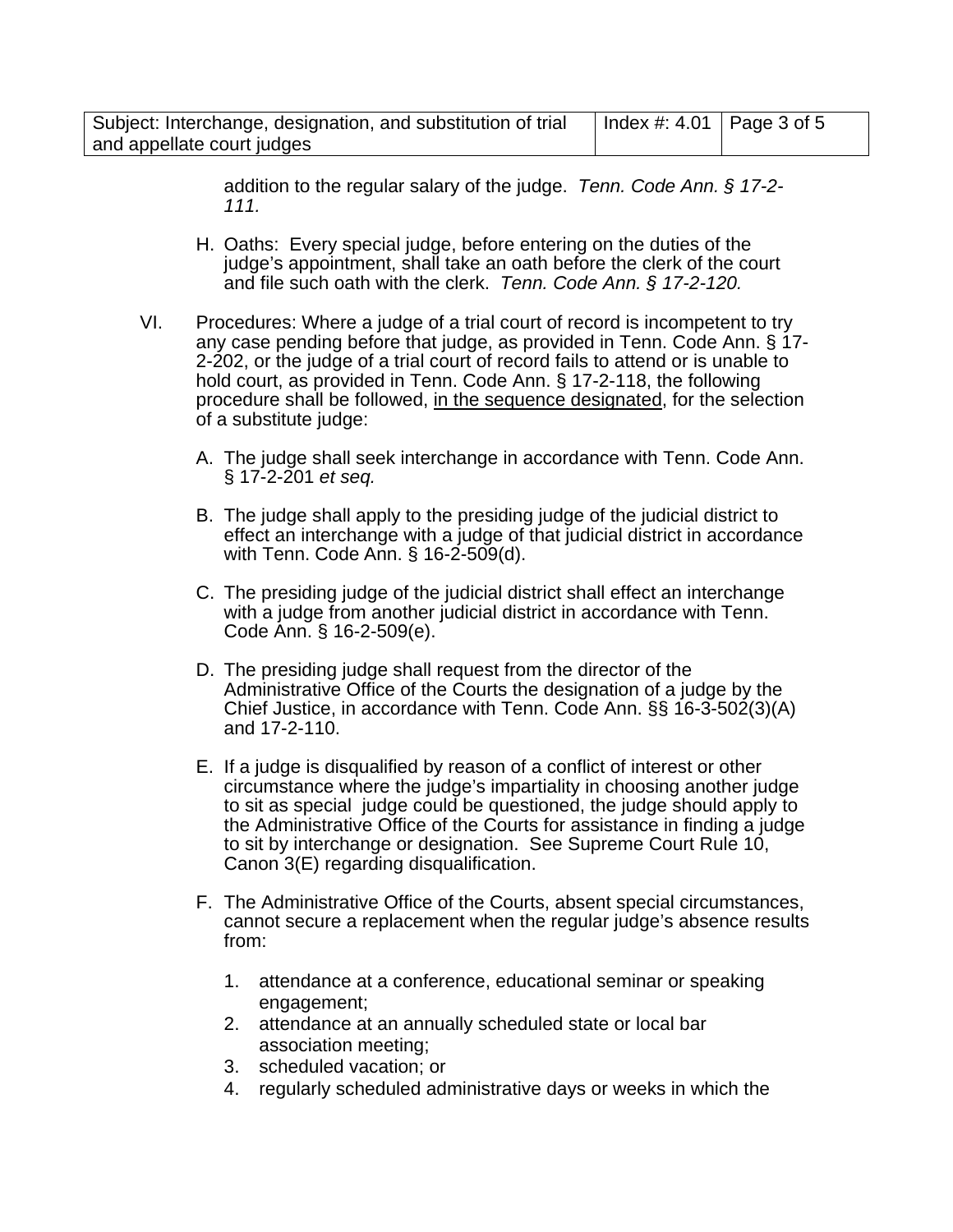addition to the regular salary of the judge. *Tenn. Code Ann. § 17-2-111.*

H. Oaths: Every special judge, before entering on the duties of the judge's appointment, shall take an oath before the clerk of the court and file such oath with the clerk. *Tenn. Code Ann. § 17-2-120.*

VI. Procedures: Where a judge of a trial court of record is incompetent to try any case pending before that judge, as provided in Tenn. Code Ann. § 17-2-202, or the judge of a trial court of record fails to attend or is unable to hold court, as provided in Tenn. Code Ann. § 17-2-118, the following procedure shall be followed, <u>in the sequence designated</u>, for the selection of a substitute judge:

A. The judge shall seek interchange in accordance with Tenn. Code Ann. § 17-2-201 *et seq.*

B. The judge shall apply to the presiding judge of the judicial district to effect an interchange with a judge of that judicial district in accordance with Tenn. Code Ann. § 16-2-509(d).

C. The presiding judge of the judicial district shall effect an interchange with a judge from another judicial district in accordance with Tenn. Code Ann. § 16-2-509(e).

D. The presiding judge shall request from the director of the Administrative Office of the Courts the designation of a judge by the Chief Justice, in accordance with Tenn. Code Ann. §§ 16-3-502(3)(A) and 17-2-110.

E. If a judge is disqualified by reason of a conflict of interest or other circumstance where the judge's impartiality in choosing another judge to sit as special judge could be questioned, the judge should apply to the Administrative Office of the Courts for assistance in finding a judge to sit by interchange or designation. See Supreme Court Rule 10, Canon 3(E) regarding disqualification.

F. The Administrative Office of the Courts, absent special circumstances, cannot secure a replacement when the regular judge's absence results from:

1. attendance at a conference, educational seminar or speaking engagement;
2. attendance at an annually scheduled state or local bar association meeting;
3. scheduled vacation; or
4. regularly scheduled administrative days or weeks in which the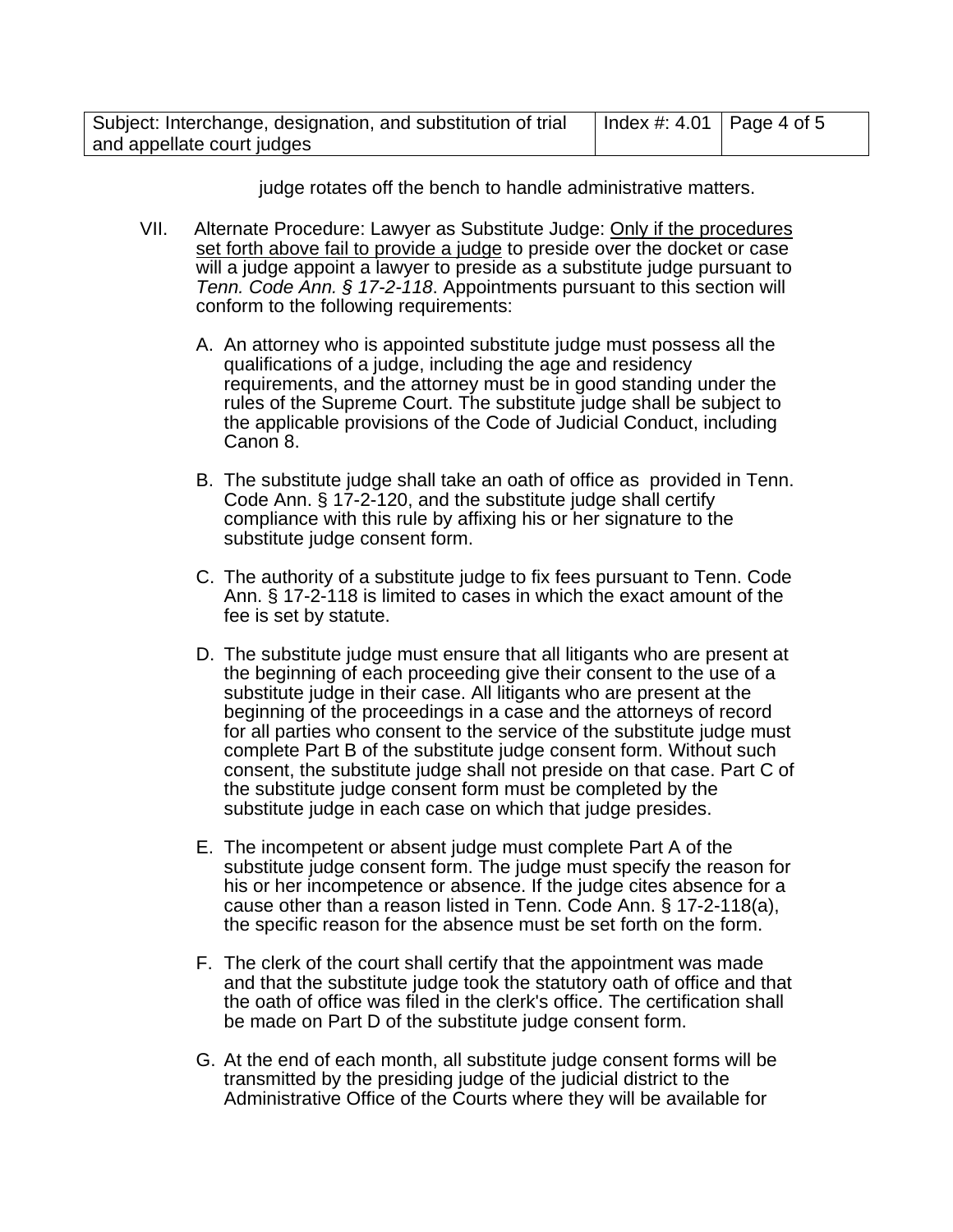judge rotates off the bench to handle administrative matters.

VII. Alternate Procedure: Lawyer as Substitute Judge: <u>Only if the procedures set forth above fail to provide a judge</u> to preside over the docket or case will a judge appoint a lawyer to preside as a substitute judge pursuant to *Tenn. Code Ann. § 17-2-118*. Appointments pursuant to this section will conform to the following requirements:

A. An attorney who is appointed substitute judge must possess all the qualifications of a judge, including the age and residency requirements, and the attorney must be in good standing under the rules of the Supreme Court. The substitute judge shall be subject to the applicable provisions of the Code of Judicial Conduct, including Canon 8.

B. The substitute judge shall take an oath of office as provided in Tenn. Code Ann. § 17-2-120, and the substitute judge shall certify compliance with this rule by affixing his or her signature to the substitute judge consent form.

C. The authority of a substitute judge to fix fees pursuant to Tenn. Code Ann. § 17-2-118 is limited to cases in which the exact amount of the fee is set by statute.

D. The substitute judge must ensure that all litigants who are present at the beginning of each proceeding give their consent to the use of a substitute judge in their case. All litigants who are present at the beginning of the proceedings in a case and the attorneys of record for all parties who consent to the service of the substitute judge must complete Part B of the substitute judge consent form. Without such consent, the substitute judge shall not preside on that case. Part C of the substitute judge consent form must be completed by the substitute judge in each case on which that judge presides.

E. The incompetent or absent judge must complete Part A of the substitute judge consent form. The judge must specify the reason for his or her incompetence or absence. If the judge cites absence for a cause other than a reason listed in Tenn. Code Ann. § 17-2-118(a), the specific reason for the absence must be set forth on the form.

F. The clerk of the court shall certify that the appointment was made and that the substitute judge took the statutory oath of office and that the oath of office was filed in the clerk's office. The certification shall be made on Part D of the substitute judge consent form.

G. At the end of each month, all substitute judge consent forms will be transmitted by the presiding judge of the judicial district to the Administrative Office of the Courts where they will be available for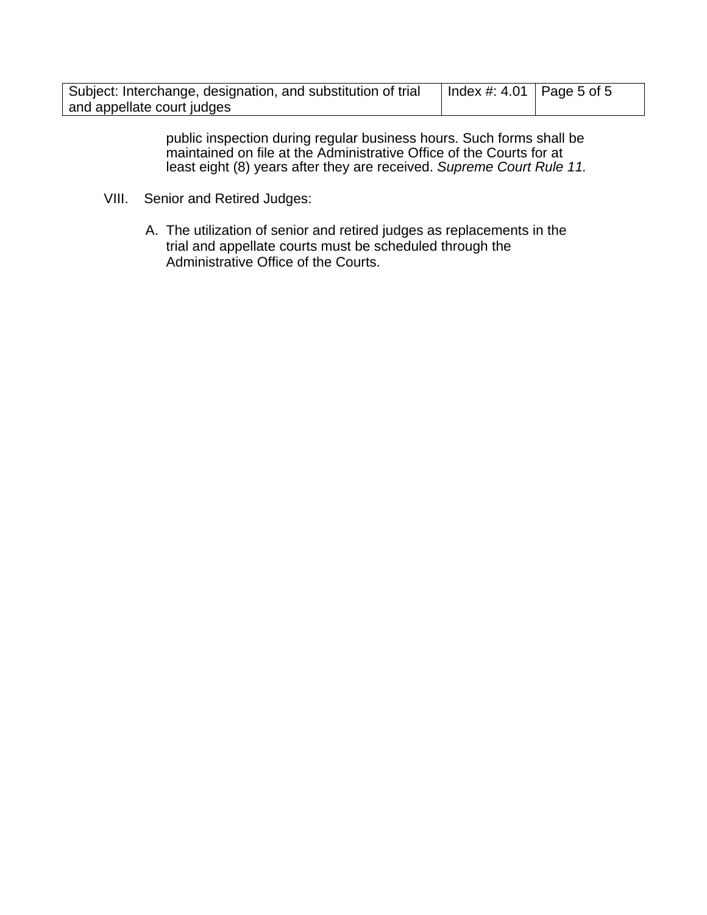public inspection during regular business hours. Such forms shall be maintained on file at the Administrative Office of the Courts for at least eight (8) years after they are received. *Supreme Court Rule 11.*

VIII. Senior and Retired Judges:

A. The utilization of senior and retired judges as replacements in the trial and appellate courts must be scheduled through the Administrative Office of the Courts.